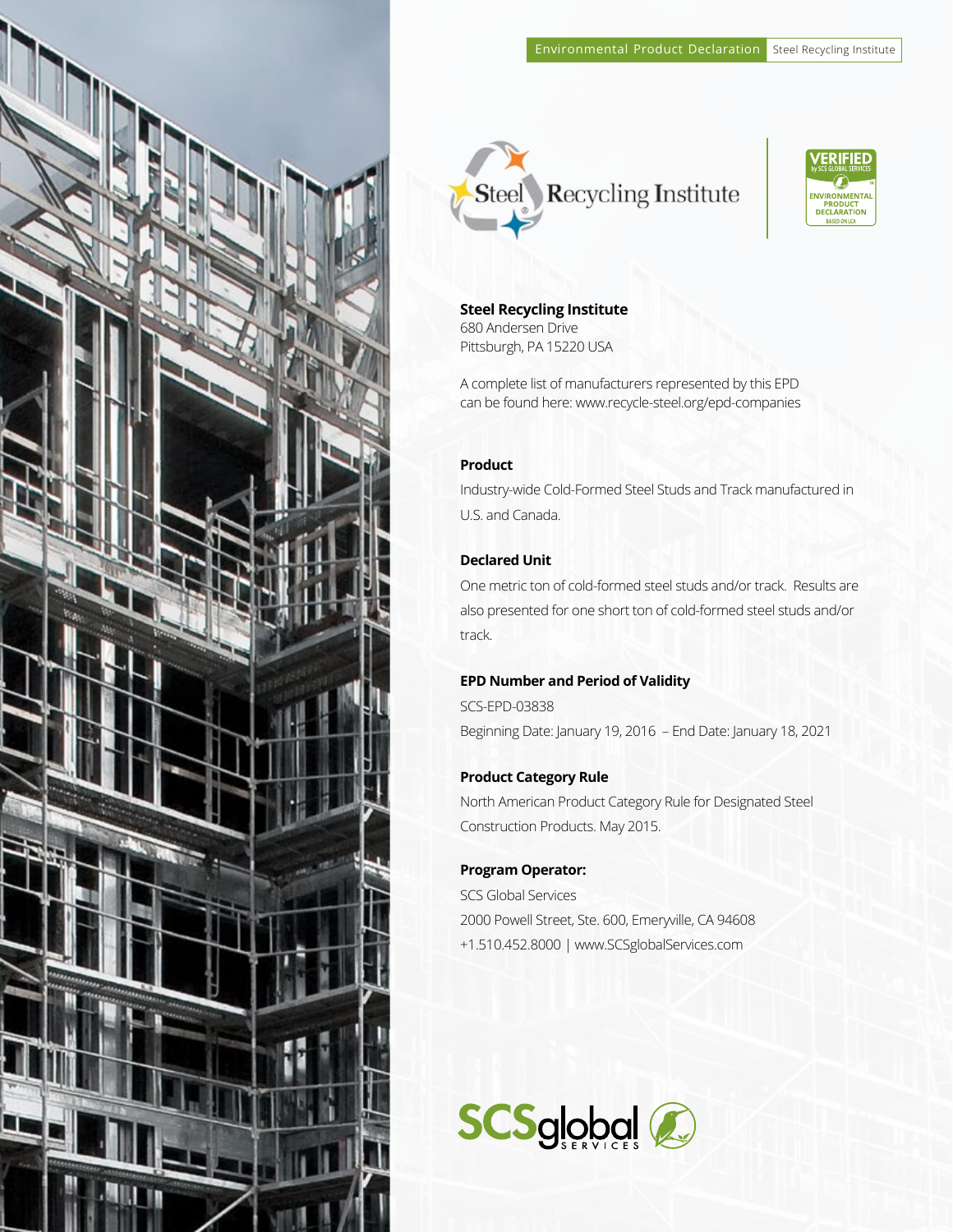Environmental Product Declaration | Steel Recycling Institute

**Steel Recycling Institute**
680 Andersen Drive
Pittsburgh, PA 15220 USA

A complete list of manufacturers represented by this EPD can be found here: www.recycle-steel.org/epd-companies

**Product**

Industry-wide Cold-Formed Steel Studs and Track manufactured in U.S. and Canada.

**Declared Unit**

One metric ton of cold-formed steel studs and/or track. Results are also presented for one short ton of cold-formed steel studs and/or track.

**EPD Number and Period of Validity**

SCS-EPD-03838

Beginning Date: January 19, 2016 – End Date: January 18, 2021

**Product Category Rule**

North American Product Category Rule for Designated Steel Construction Products. May 2015.

**Program Operator:**

SCS Global Services

2000 Powell Street, Ste. 600, Emeryville, CA 94608

+1.510.452.8000 | www.SCSglobalServices.com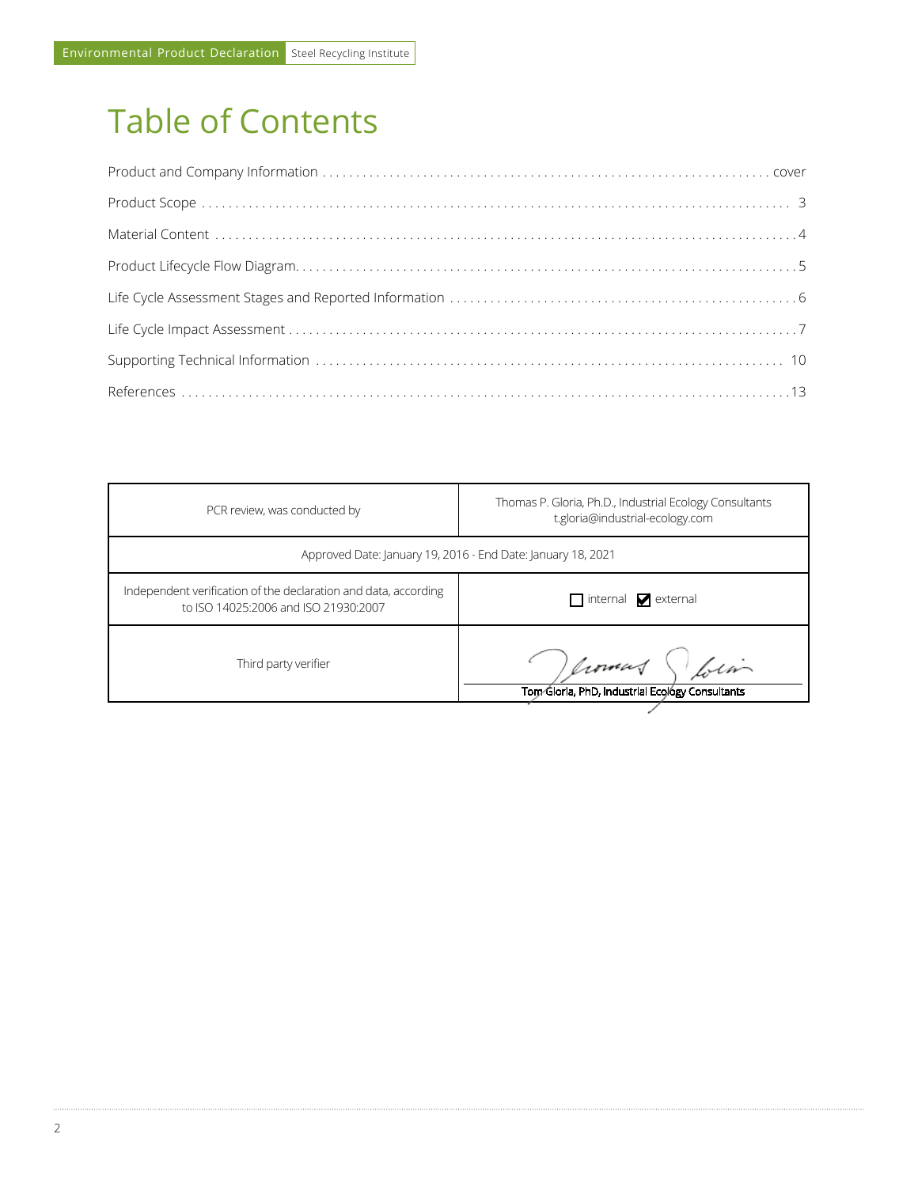# Table of Contents

Product and Company Information . . . . . . . . . . . . . . . . . . . . . . . . . . . . . . . . . . . . . . . . . . . . . . . . . . . . . . . . . . . . . . cover

Product Scope . . . . . . . . . . . . . . . . . . . . . . . . . . . . . . . . . . . . . . . . . . . . . . . . . . . . . . . . . . . . . . . . . . . . . . . . . . . . . . 3

Material Content . . . . . . . . . . . . . . . . . . . . . . . . . . . . . . . . . . . . . . . . . . . . . . . . . . . . . . . . . . . . . . . . . . . . . . . . . . . . 4

Product Lifecycle Flow Diagram. . . . . . . . . . . . . . . . . . . . . . . . . . . . . . . . . . . . . . . . . . . . . . . . . . . . . . . . . . . . . . . . . . 5

Life Cycle Assessment Stages and Reported Information . . . . . . . . . . . . . . . . . . . . . . . . . . . . . . . . . . . . . . . . . . . . . . . . 6

Life Cycle Impact Assessment . . . . . . . . . . . . . . . . . . . . . . . . . . . . . . . . . . . . . . . . . . . . . . . . . . . . . . . . . . . . . . . . . . . 7

Supporting Technical Information . . . . . . . . . . . . . . . . . . . . . . . . . . . . . . . . . . . . . . . . . . . . . . . . . . . . . . . . . . . . . . . 10

References . . . . . . . . . . . . . . . . . . . . . . . . . . . . . . . . . . . . . . . . . . . . . . . . . . . . . . . . . . . . . . . . . . . . . . . . . . . . . . . . 13

| PCR review, was conducted by | Thomas P. Gloria, Ph.D., Industrial Ecology Consultants t.gloria@industrial-ecology.com |
|---|---|
| Approved Date: January 19, 2016 - End Date: January 18, 2021 | |
| Independent verification of the declaration and data, according to ISO 14025:2006 and ISO 21930:2007 | ☐ internal ☑ external |
| Third party verifier | Tom Gloria, PhD, Industrial Ecology Consultants |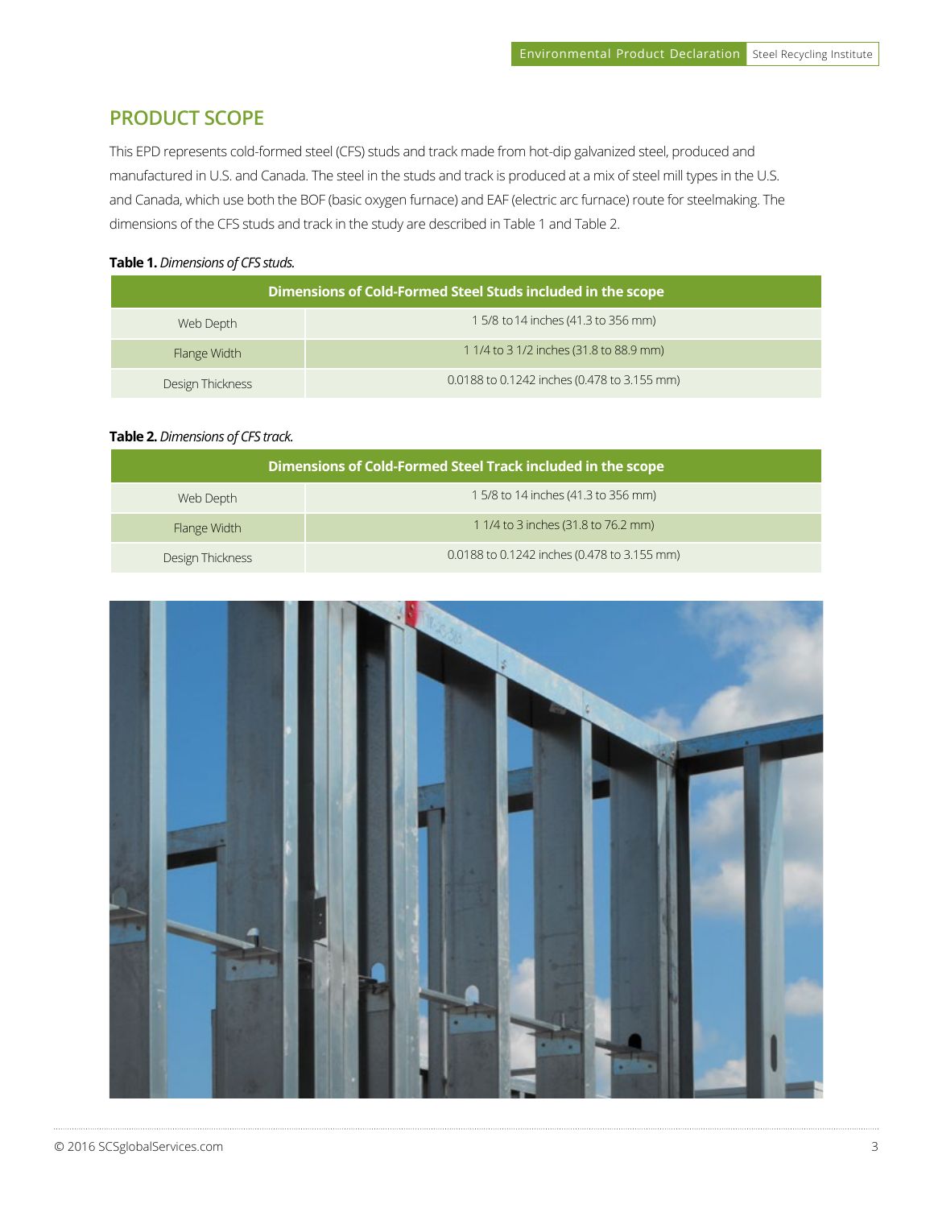## PRODUCT SCOPE

This EPD represents cold-formed steel (CFS) studs and track made from hot-dip galvanized steel, produced and manufactured in U.S. and Canada. The steel in the studs and track is produced at a mix of steel mill types in the U.S. and Canada, which use both the BOF (basic oxygen furnace) and EAF (electric arc furnace) route for steelmaking. The dimensions of the CFS studs and track in the study are described in Table 1 and Table 2.

**Table 1.** *Dimensions of CFS studs.*

| Dimensions of Cold-Formed Steel Studs included in the scope | |
|---|---|
| Web Depth | 1 5/8 to 14 inches (41.3 to 356 mm) |
| Flange Width | 1 1/4 to 3 1/2 inches (31.8 to 88.9 mm) |
| Design Thickness | 0.0188 to 0.1242 inches (0.478 to 3.155 mm) |

**Table 2.** *Dimensions of CFS track.*

| Dimensions of Cold-Formed Steel Track included in the scope | |
|---|---|
| Web Depth | 1 5/8 to 14 inches (41.3 to 356 mm) |
| Flange Width | 1 1/4 to 3 inches (31.8 to 76.2 mm) |
| Design Thickness | 0.0188 to 0.1242 inches (0.478 to 3.155 mm) |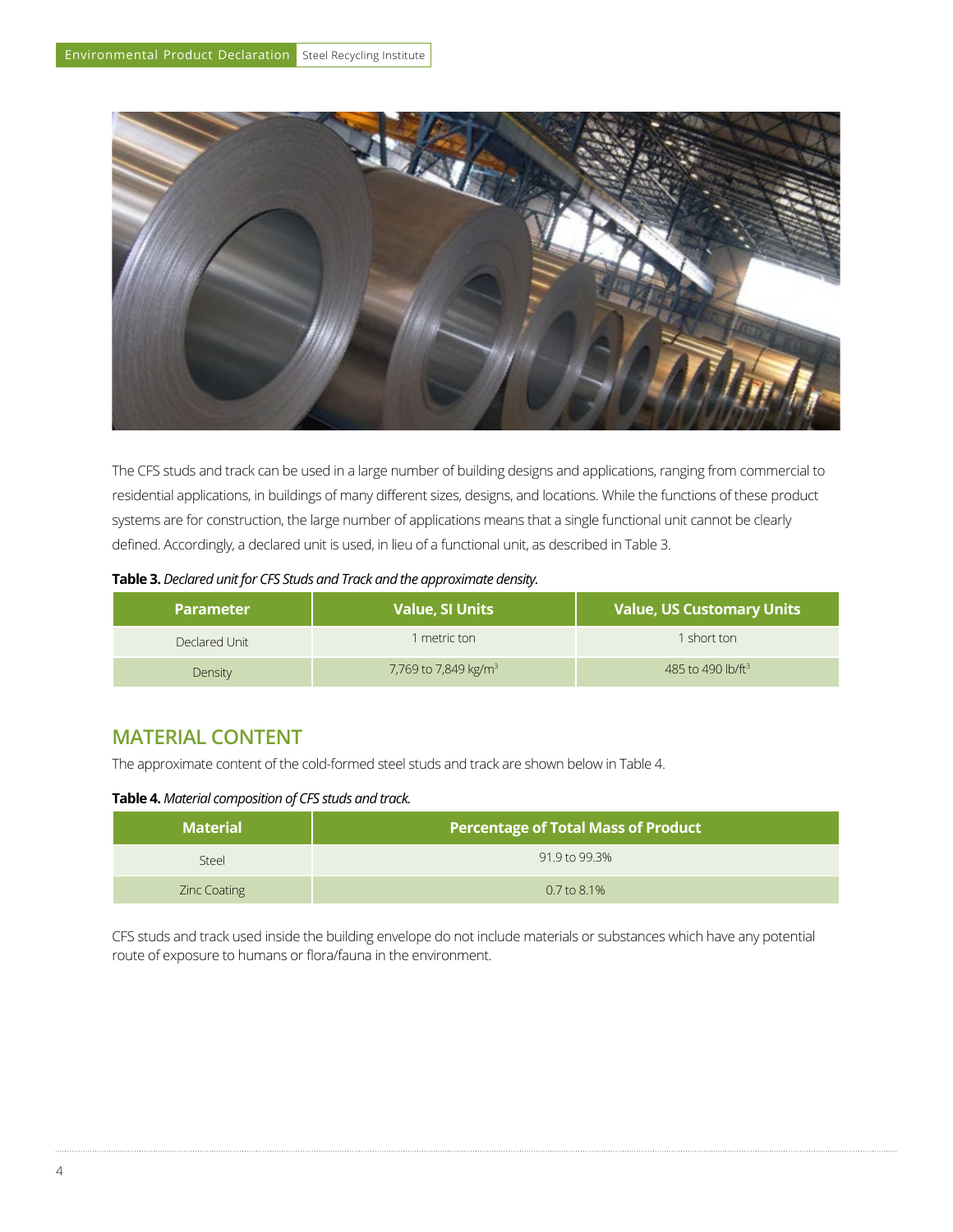The CFS studs and track can be used in a large number of building designs and applications, ranging from commercial to residential applications, in buildings of many different sizes, designs, and locations. While the functions of these product systems are for construction, the large number of applications means that a single functional unit cannot be clearly defined. Accordingly, a declared unit is used, in lieu of a functional unit, as described in Table 3.

**Table 3.** *Declared unit for CFS Studs and Track and the approximate density.*

| Parameter | Value, SI Units | Value, US Customary Units |
|---|---|---|
| Declared Unit | 1 metric ton | 1 short ton |
| Density | 7,769 to 7,849 kg/m$^3$ | 485 to 490 lb/ft$^3$ |

## MATERIAL CONTENT

The approximate content of the cold-formed steel studs and track are shown below in Table 4.

**Table 4.** *Material composition of CFS studs and track.*

| Material | Percentage of Total Mass of Product |
|---|---|
| Steel | 91.9 to 99.3% |
| Zinc Coating | 0.7 to 8.1% |

CFS studs and track used inside the building envelope do not include materials or substances which have any potential route of exposure to humans or flora/fauna in the environment.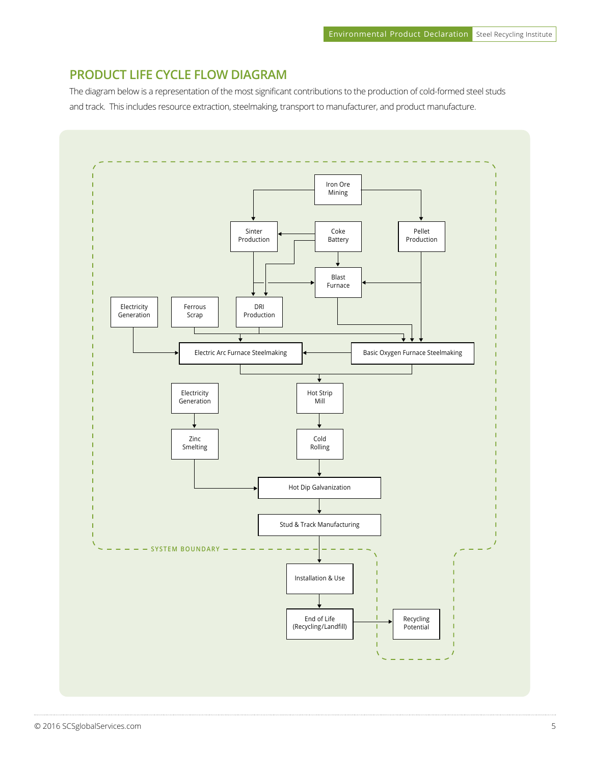## PRODUCT LIFE CYCLE FLOW DIAGRAM

The diagram below is a representation of the most significant contributions to the production of cold-formed steel studs and track. This includes resource extraction, steelmaking, transport to manufacturer, and product manufacture.

Iron Ore Mining

Sinter Production

Coke Battery

Pellet Production

Blast Furnace

Electricity Generation

Ferrous Scrap

DRI Production

Electric Arc Furnace Steelmaking

Basic Oxygen Furnace Steelmaking

Electricity Generation

Hot Strip Mill

Zinc Smelting

Cold Rolling

Hot Dip Galvanization

Stud & Track Manufacturing

SYSTEM BOUNDARY

Installation & Use

End of Life (Recycling/Landfill)

Recycling Potential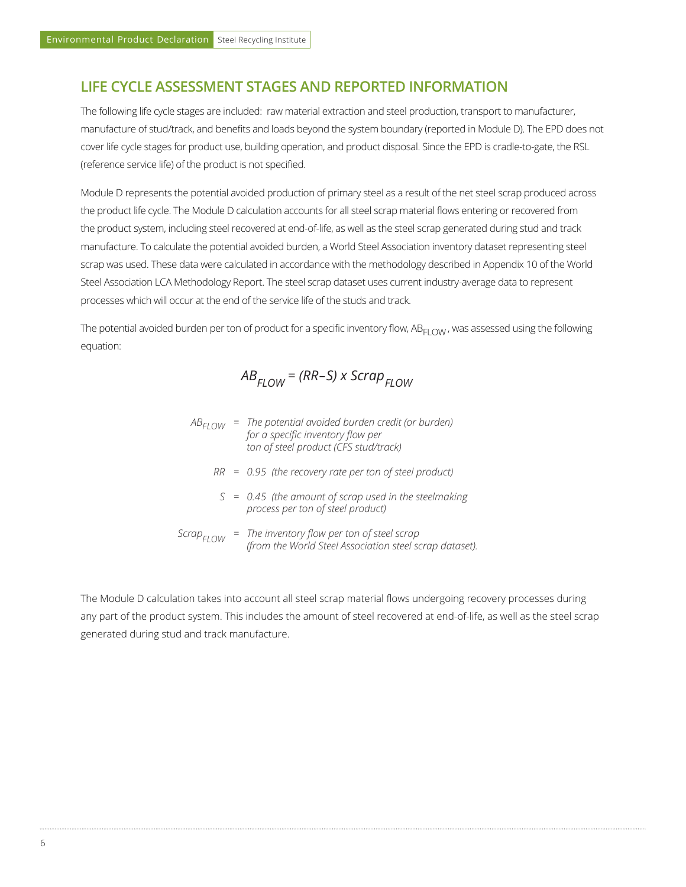## LIFE CYCLE ASSESSMENT STAGES AND REPORTED INFORMATION

The following life cycle stages are included: raw material extraction and steel production, transport to manufacturer, manufacture of stud/track, and benefits and loads beyond the system boundary (reported in Module D). The EPD does not cover life cycle stages for product use, building operation, and product disposal. Since the EPD is cradle-to-gate, the RSL (reference service life) of the product is not specified.

Module D represents the potential avoided production of primary steel as a result of the net steel scrap produced across the product life cycle. The Module D calculation accounts for all steel scrap material flows entering or recovered from the product system, including steel recovered at end-of-life, as well as the steel scrap generated during stud and track manufacture. To calculate the potential avoided burden, a World Steel Association inventory dataset representing steel scrap was used. These data were calculated in accordance with the methodology described in Appendix 10 of the World Steel Association LCA Methodology Report. The steel scrap dataset uses current industry-average data to represent processes which will occur at the end of the service life of the studs and track.

The potential avoided burden per ton of product for a specific inventory flow, $AB_{FLOW}$, was assessed using the following equation:

$$AB_{FLOW} = (RR - S) \times Scrap_{FLOW}$$

$AB_{FLOW}$ = *The potential avoided burden credit (or burden) for a specific inventory flow per ton of steel product (CFS stud/track)*

$RR$ = *0.95 (the recovery rate per ton of steel product)*

$S$ = *0.45 (the amount of scrap used in the steelmaking process per ton of steel product)*

$Scrap_{FLOW}$ = *The inventory flow per ton of steel scrap (from the World Steel Association steel scrap dataset).*

The Module D calculation takes into account all steel scrap material flows undergoing recovery processes during any part of the product system. This includes the amount of steel recovered at end-of-life, as well as the steel scrap generated during stud and track manufacture.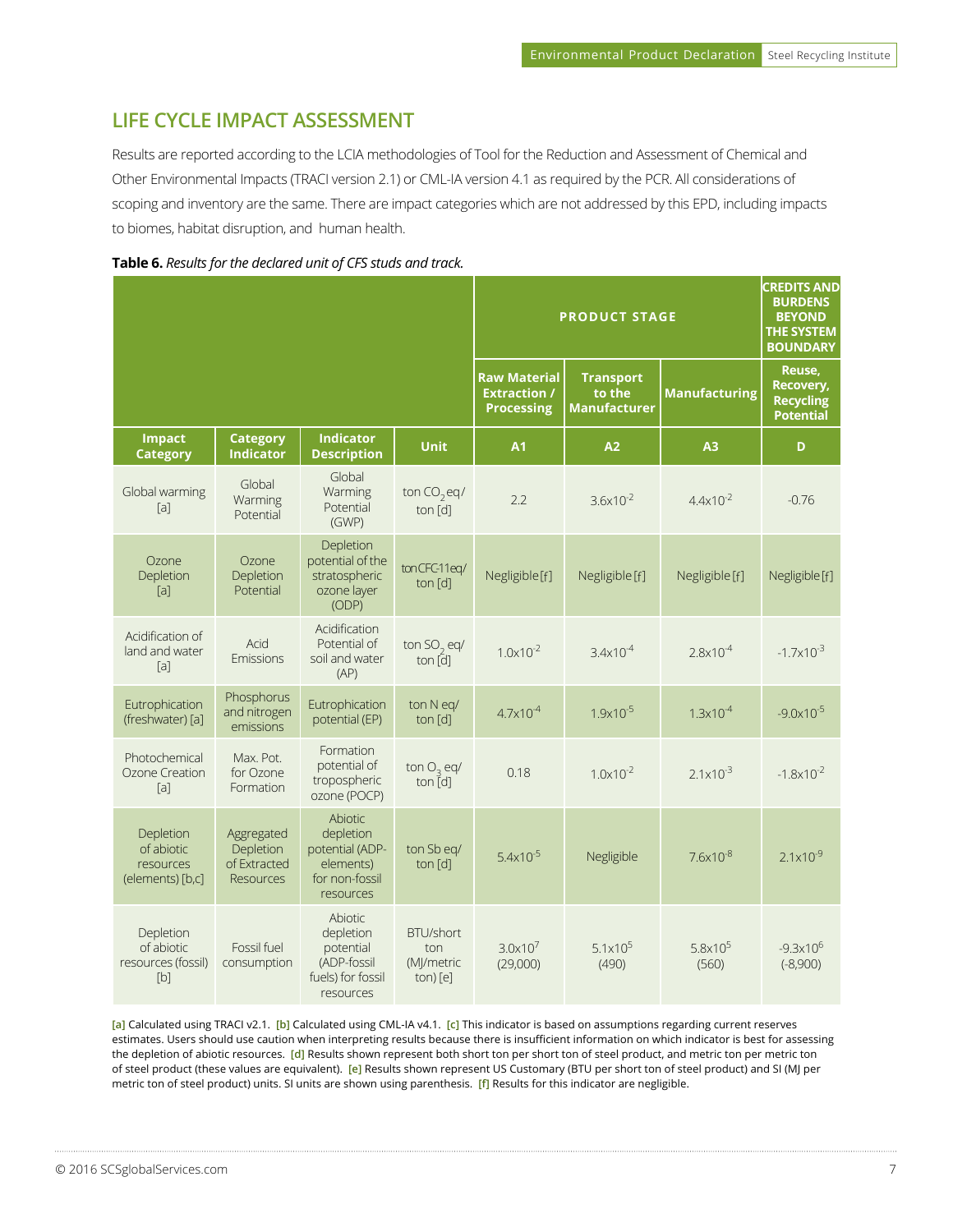## LIFE CYCLE IMPACT ASSESSMENT

Results are reported according to the LCIA methodologies of Tool for the Reduction and Assessment of Chemical and Other Environmental Impacts (TRACI version 2.1) or CML-IA version 4.1 as required by the PCR. All considerations of scoping and inventory are the same. There are impact categories which are not addressed by this EPD, including impacts to biomes, habitat disruption, and human health.

**Table 6.** *Results for the declared unit of CFS studs and track.*

| | | | | PRODUCT STAGE | | | CREDITS AND BURDENS BEYOND THE SYSTEM BOUNDARY |
|---|---|---|---|---|---|---|---|
| | | | | Raw Material Extraction / Processing | Transport to the Manufacturer | Manufacturing | Reuse, Recovery, Recycling Potential |
| **Impact Category** | **Category Indicator** | **Indicator Description** | **Unit** | **A1** | **A2** | **A3** | **D** |
| Global warming [a] | Global Warming Potential | Global Warming Potential (GWP) | ton $CO_2$ eq/ ton [d] | 2.2 | $3.6 \times 10^{-2}$ | $4.4 \times 10^{-2}$ | -0.76 |
| Ozone Depletion [a] | Ozone Depletion Potential | Depletion potential of the stratospheric ozone layer (ODP) | ton CFC-11 eq/ ton [d] | Negligible [f] | Negligible [f] | Negligible [f] | Negligible [f] |
| Acidification of land and water [a] | Acid Emissions | Acidification Potential of soil and water (AP) | ton $SO_2$ eq/ ton [d] | $1.0 \times 10^{-2}$ | $3.4 \times 10^{-4}$ | $2.8 \times 10^{-4}$ | $-1.7 \times 10^{-3}$ |
| Eutrophication (freshwater) [a] | Phosphorus and nitrogen emissions | Eutrophication potential (EP) | ton N eq/ ton [d] | $4.7 \times 10^{-4}$ | $1.9 \times 10^{-5}$ | $1.3 \times 10^{-4}$ | $-9.0 \times 10^{-5}$ |
| Photochemical Ozone Creation [a] | Max. Pot. for Ozone Formation | Formation potential of tropospheric ozone (POCP) | ton $O_3$ eq/ ton [d] | 0.18 | $1.0 \times 10^{-2}$ | $2.1 \times 10^{-3}$ | $-1.8 \times 10^{-2}$ |
| Depletion of abiotic resources (elements) [b,c] | Aggregated Depletion of Extracted Resources | Abiotic depletion potential (ADP-elements) for non-fossil resources | ton Sb eq/ ton [d] | $5.4 \times 10^{-5}$ | Negligible | $7.6 \times 10^{-8}$ | $2.1 \times 10^{-9}$ |
| Depletion of abiotic resources (fossil) [b] | Fossil fuel consumption | Abiotic depletion potential (ADP-fossil fuels) for fossil resources | BTU/short ton (MJ/metric ton) [e] | $3.0 \times 10^{7}$ (29,000) | $5.1 \times 10^{5}$ (490) | $5.8 \times 10^{5}$ (560) | $-9.3 \times 10^{6}$ (-8,900) |

[a] Calculated using TRACI v2.1. [b] Calculated using CML-IA v4.1. [c] This indicator is based on assumptions regarding current reserves estimates. Users should use caution when interpreting results because there is insufficient information on which indicator is best for assessing the depletion of abiotic resources. [d] Results shown represent both short ton per short ton of steel product, and metric ton per metric ton of steel product (these values are equivalent). [e] Results shown represent US Customary (BTU per short ton of steel product) and SI (MJ per metric ton of steel product) units. SI units are shown using parenthesis. [f] Results for this indicator are negligible.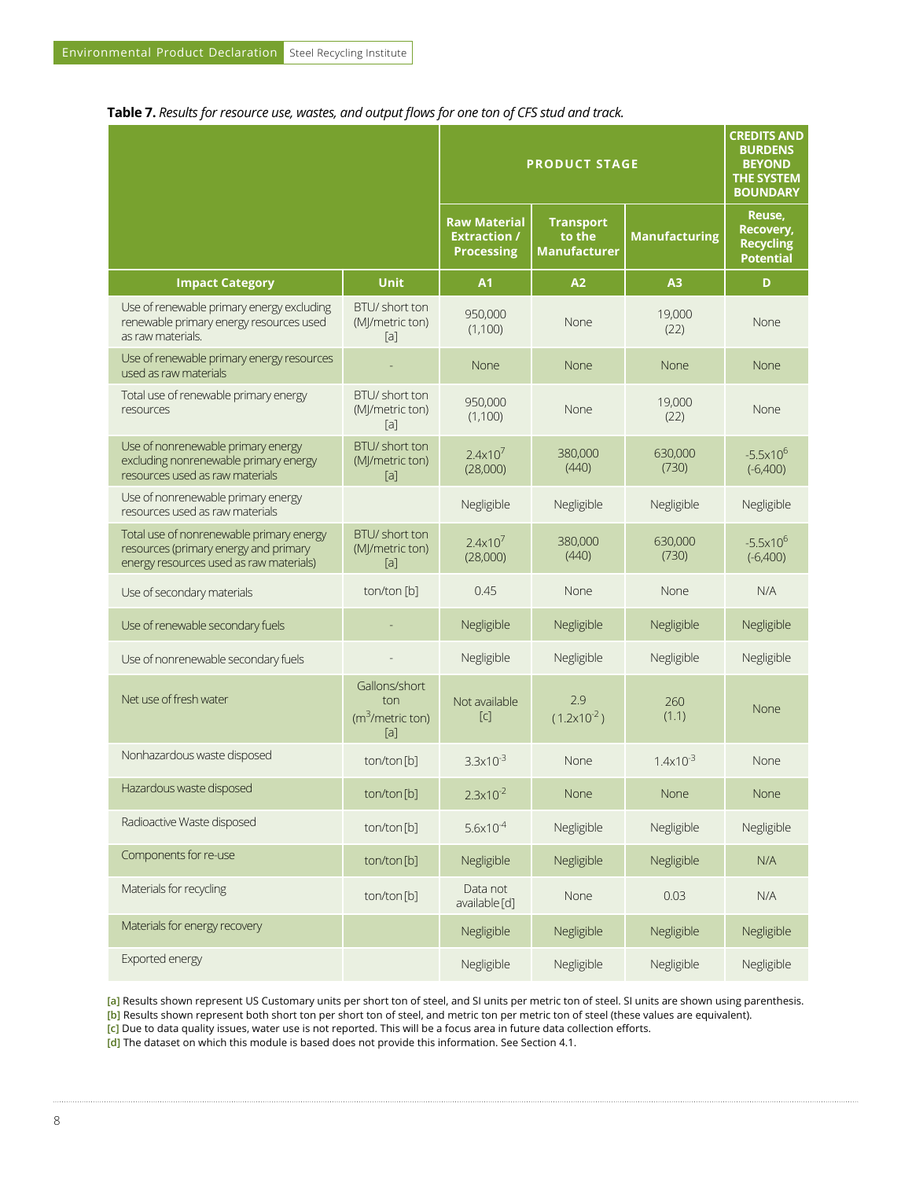**Table 7.** *Results for resource use, wastes, and output flows for one ton of CFS stud and track.*

| | | PRODUCT STAGE | | | CREDITS AND BURDENS BEYOND THE SYSTEM BOUNDARY |
|---|---|---|---|---|---|
| | | Raw Material Extraction / Processing | Transport to the Manufacturer | Manufacturing | Reuse, Recovery, Recycling Potential |
| **Impact Category** | **Unit** | **A1** | **A2** | **A3** | **D** |
| Use of renewable primary energy excluding renewable primary energy resources used as raw materials. | BTU/ short ton (MJ/metric ton) [a] | 950,000 (1,100) | None | 19,000 (22) | None |
| Use of renewable primary energy resources used as raw materials | - | None | None | None | None |
| Total use of renewable primary energy resources | BTU/ short ton (MJ/metric ton) [a] | 950,000 (1,100) | None | 19,000 (22) | None |
| Use of nonrenewable primary energy excluding nonrenewable primary energy resources used as raw materials | BTU/ short ton (MJ/metric ton) [a] | $2.4 \times 10^7$ (28,000) | 380,000 (440) | 630,000 (730) | $-5.5 \times 10^6$ (-6,400) |
| Use of nonrenewable primary energy resources used as raw materials | | Negligible | Negligible | Negligible | Negligible |
| Total use of nonrenewable primary energy resources (primary energy and primary energy resources used as raw materials) | BTU/ short ton (MJ/metric ton) [a] | $2.4 \times 10^7$ (28,000) | 380,000 (440) | 630,000 (730) | $-5.5 \times 10^6$ (-6,400) |
| Use of secondary materials | ton/ton [b] | 0.45 | None | None | N/A |
| Use of renewable secondary fuels | - | Negligible | Negligible | Negligible | Negligible |
| Use of nonrenewable secondary fuels | - | Negligible | Negligible | Negligible | Negligible |
| Net use of fresh water | Gallons/short ton ($m^3$/metric ton) [a] | Not available [c] | 2.9 ($1.2 \times 10^{-2}$) | 260 (1.1) | None |
| Nonhazardous waste disposed | ton/ton [b] | $3.3 \times 10^{-3}$ | None | $1.4 \times 10^{-3}$ | None |
| Hazardous waste disposed | ton/ton [b] | $2.3 \times 10^{-2}$ | None | None | None |
| Radioactive Waste disposed | ton/ton [b] | $5.6 \times 10^{-4}$ | Negligible | Negligible | Negligible |
| Components for re-use | ton/ton [b] | Negligible | Negligible | Negligible | N/A |
| Materials for recycling | ton/ton [b] | Data not available [d] | None | 0.03 | N/A |
| Materials for energy recovery | | Negligible | Negligible | Negligible | Negligible |
| Exported energy | | Negligible | Negligible | Negligible | Negligible |

[a] Results shown represent US Customary units per short ton of steel, and SI units per metric ton of steel. SI units are shown using parenthesis.
[b] Results shown represent both short ton per short ton of steel, and metric ton per metric ton of steel (these values are equivalent).
[c] Due to data quality issues, water use is not reported. This will be a focus area in future data collection efforts.
[d] The dataset on which this module is based does not provide this information. See Section 4.1.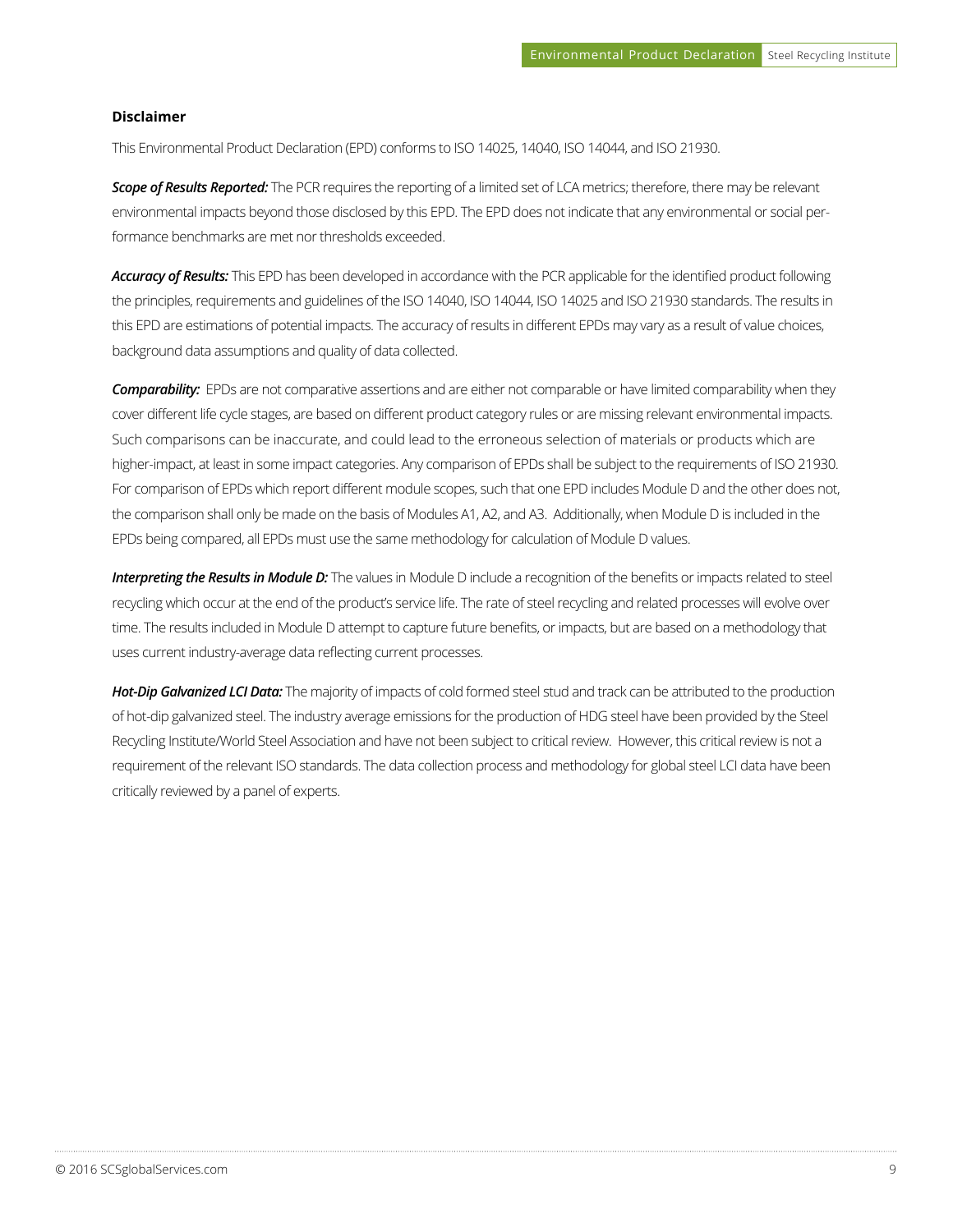### Disclaimer

This Environmental Product Declaration (EPD) conforms to ISO 14025, 14040, ISO 14044, and ISO 21930.

***Scope of Results Reported:*** The PCR requires the reporting of a limited set of LCA metrics; therefore, there may be relevant environmental impacts beyond those disclosed by this EPD. The EPD does not indicate that any environmental or social performance benchmarks are met nor thresholds exceeded.

***Accuracy of Results:*** This EPD has been developed in accordance with the PCR applicable for the identified product following the principles, requirements and guidelines of the ISO 14040, ISO 14044, ISO 14025 and ISO 21930 standards. The results in this EPD are estimations of potential impacts. The accuracy of results in different EPDs may vary as a result of value choices, background data assumptions and quality of data collected.

***Comparability:*** EPDs are not comparative assertions and are either not comparable or have limited comparability when they cover different life cycle stages, are based on different product category rules or are missing relevant environmental impacts. Such comparisons can be inaccurate, and could lead to the erroneous selection of materials or products which are higher-impact, at least in some impact categories. Any comparison of EPDs shall be subject to the requirements of ISO 21930. For comparison of EPDs which report different module scopes, such that one EPD includes Module D and the other does not, the comparison shall only be made on the basis of Modules A1, A2, and A3. Additionally, when Module D is included in the EPDs being compared, all EPDs must use the same methodology for calculation of Module D values.

***Interpreting the Results in Module D:*** The values in Module D include a recognition of the benefits or impacts related to steel recycling which occur at the end of the product's service life. The rate of steel recycling and related processes will evolve over time. The results included in Module D attempt to capture future benefits, or impacts, but are based on a methodology that uses current industry-average data reflecting current processes.

***Hot-Dip Galvanized LCI Data:*** The majority of impacts of cold formed steel stud and track can be attributed to the production of hot-dip galvanized steel. The industry average emissions for the production of HDG steel have been provided by the Steel Recycling Institute/World Steel Association and have not been subject to critical review. However, this critical review is not a requirement of the relevant ISO standards. The data collection process and methodology for global steel LCI data have been critically reviewed by a panel of experts.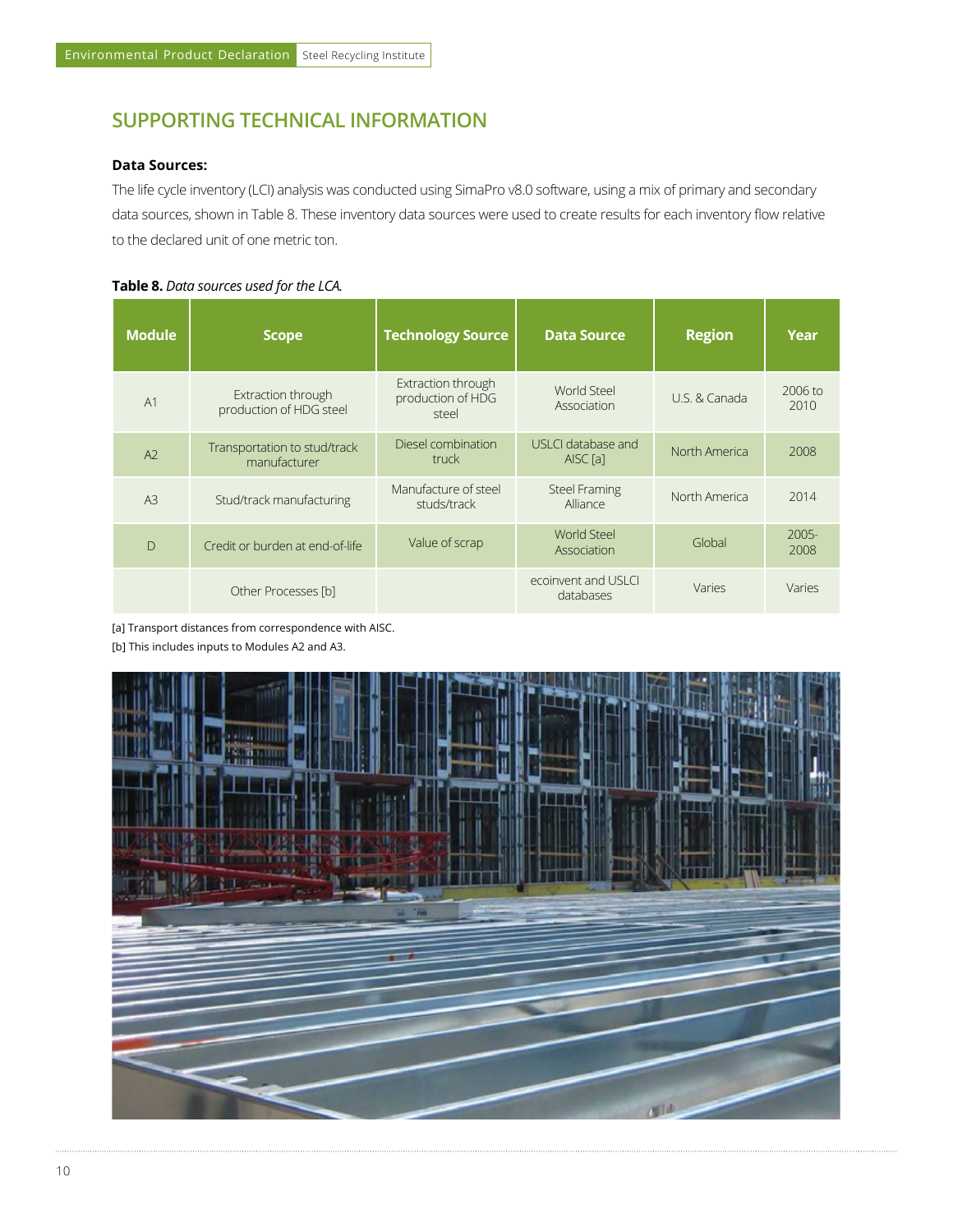## SUPPORTING TECHNICAL INFORMATION

**Data Sources:**

The life cycle inventory (LCI) analysis was conducted using SimaPro v8.0 software, using a mix of primary and secondary data sources, shown in Table 8. These inventory data sources were used to create results for each inventory flow relative to the declared unit of one metric ton.

**Table 8.** *Data sources used for the LCA.*

| Module | Scope | Technology Source | Data Source | Region | Year |
|---|---|---|---|---|---|
| A1 | Extraction through production of HDG steel | Extraction through production of HDG steel | World Steel Association | U.S. & Canada | 2006 to 2010 |
| A2 | Transportation to stud/track manufacturer | Diesel combination truck | USLCI database and AISC [a] | North America | 2008 |
| A3 | Stud/track manufacturing | Manufacture of steel studs/track | Steel Framing Alliance | North America | 2014 |
| D | Credit or burden at end-of-life | Value of scrap | World Steel Association | Global | 2005-2008 |
| | Other Processes [b] | | ecoinvent and USLCI databases | Varies | Varies |

[a] Transport distances from correspondence with AISC.

[b] This includes inputs to Modules A2 and A3.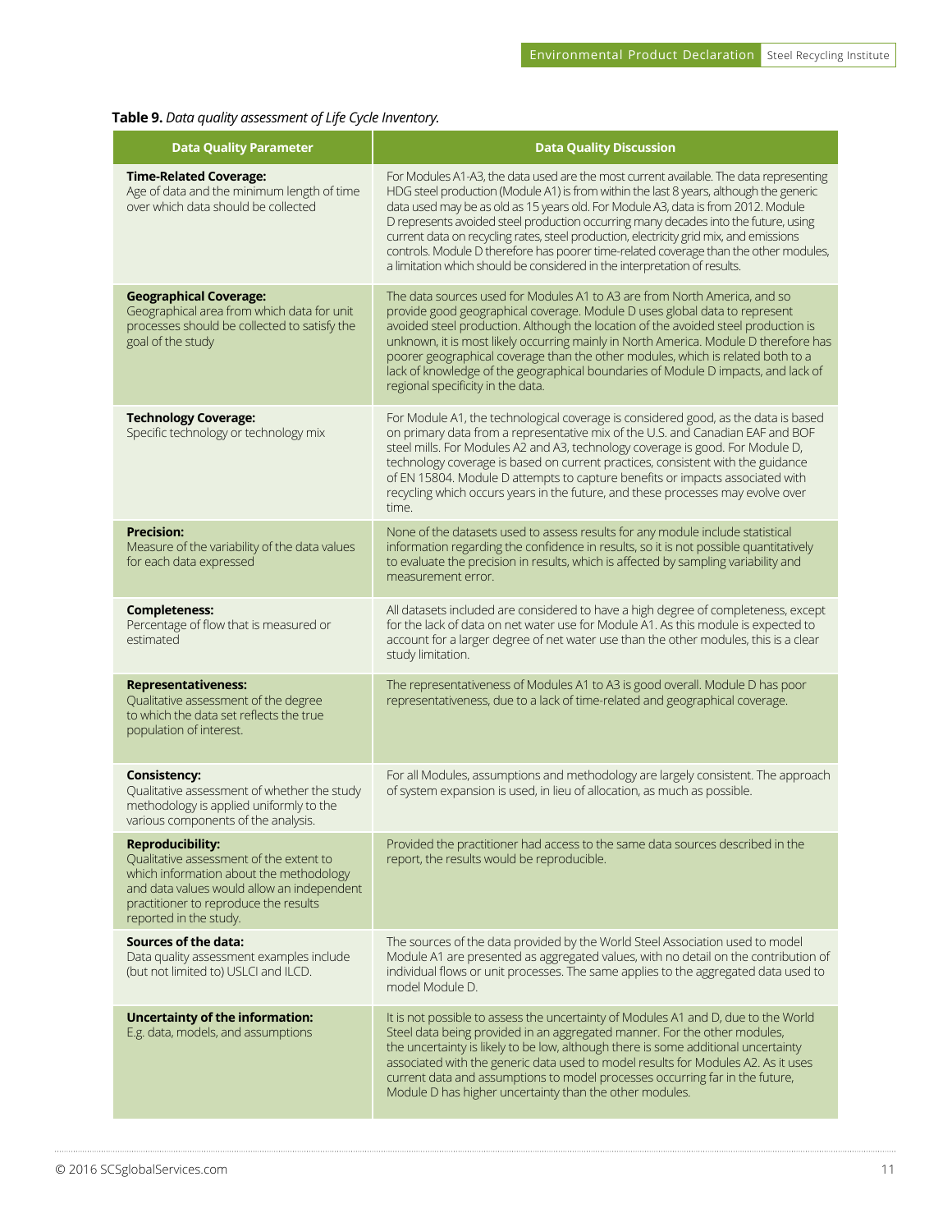**Table 9.** *Data quality assessment of Life Cycle Inventory.*

| Data Quality Parameter | Data Quality Discussion |
| --- | --- |
| **Time-Related Coverage:** Age of data and the minimum length of time over which data should be collected | For Modules A1-A3, the data used are the most current available. The data representing HDG steel production (Module A1) is from within the last 8 years, although the generic data used may be as old as 15 years old. For Module A3, data is from 2012. Module D represents avoided steel production occurring many decades into the future, using current data on recycling rates, steel production, electricity grid mix, and emissions controls. Module D therefore has poorer time-related coverage than the other modules, a limitation which should be considered in the interpretation of results. |
| **Geographical Coverage:** Geographical area from which data for unit processes should be collected to satisfy the goal of the study | The data sources used for Modules A1 to A3 are from North America, and so provide good geographical coverage. Module D uses global data to represent avoided steel production. Although the location of the avoided steel production is unknown, it is most likely occurring mainly in North America. Module D therefore has poorer geographical coverage than the other modules, which is related both to a lack of knowledge of the geographical boundaries of Module D impacts, and lack of regional specificity in the data. |
| **Technology Coverage:** Specific technology or technology mix | For Module A1, the technological coverage is considered good, as the data is based on primary data from a representative mix of the U.S. and Canadian EAF and BOF steel mills. For Modules A2 and A3, technology coverage is good. For Module D, technology coverage is based on current practices, consistent with the guidance of EN 15804. Module D attempts to capture benefits or impacts associated with recycling which occurs years in the future, and these processes may evolve over time. |
| **Precision:** Measure of the variability of the data values for each data expressed | None of the datasets used to assess results for any module include statistical information regarding the confidence in results, so it is not possible quantitatively to evaluate the precision in results, which is affected by sampling variability and measurement error. |
| **Completeness:** Percentage of flow that is measured or estimated | All datasets included are considered to have a high degree of completeness, except for the lack of data on net water use for Module A1. As this module is expected to account for a larger degree of net water use than the other modules, this is a clear study limitation. |
| **Representativeness:** Qualitative assessment of the degree to which the data set reflects the true population of interest. | The representativeness of Modules A1 to A3 is good overall. Module D has poor representativeness, due to a lack of time-related and geographical coverage. |
| **Consistency:** Qualitative assessment of whether the study methodology is applied uniformly to the various components of the analysis. | For all Modules, assumptions and methodology are largely consistent. The approach of system expansion is used, in lieu of allocation, as much as possible. |
| **Reproducibility:** Qualitative assessment of the extent to which information about the methodology and data values would allow an independent practitioner to reproduce the results reported in the study. | Provided the practitioner had access to the same data sources described in the report, the results would be reproducible. |
| **Sources of the data:** Data quality assessment examples include (but not limited to) USLCI and ILCD. | The sources of the data provided by the World Steel Association used to model Module A1 are presented as aggregated values, with no detail on the contribution of individual flows or unit processes. The same applies to the aggregated data used to model Module D. |
| **Uncertainty of the information:** E.g. data, models, and assumptions | It is not possible to assess the uncertainty of Modules A1 and D, due to the World Steel data being provided in an aggregated manner. For the other modules, the uncertainty is likely to be low, although there is some additional uncertainty associated with the generic data used to model results for Modules A2. As it uses current data and assumptions to model processes occurring far in the future, Module D has higher uncertainty than the other modules. |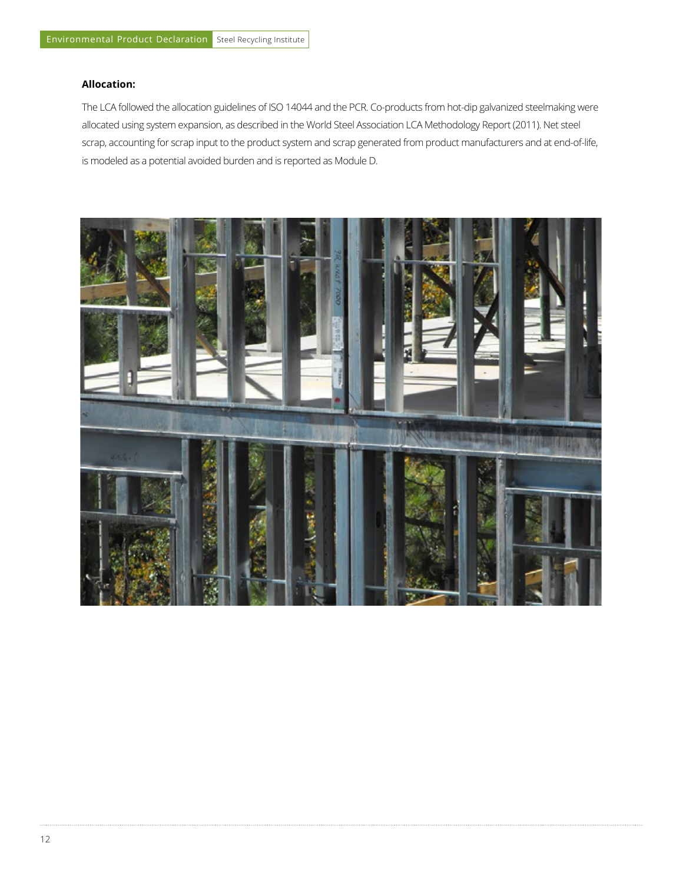**Allocation:**

The LCA followed the allocation guidelines of ISO 14044 and the PCR. Co-products from hot-dip galvanized steelmaking were allocated using system expansion, as described in the World Steel Association LCA Methodology Report (2011). Net steel scrap, accounting for scrap input to the product system and scrap generated from product manufacturers and at end-of-life, is modeled as a potential avoided burden and is reported as Module D.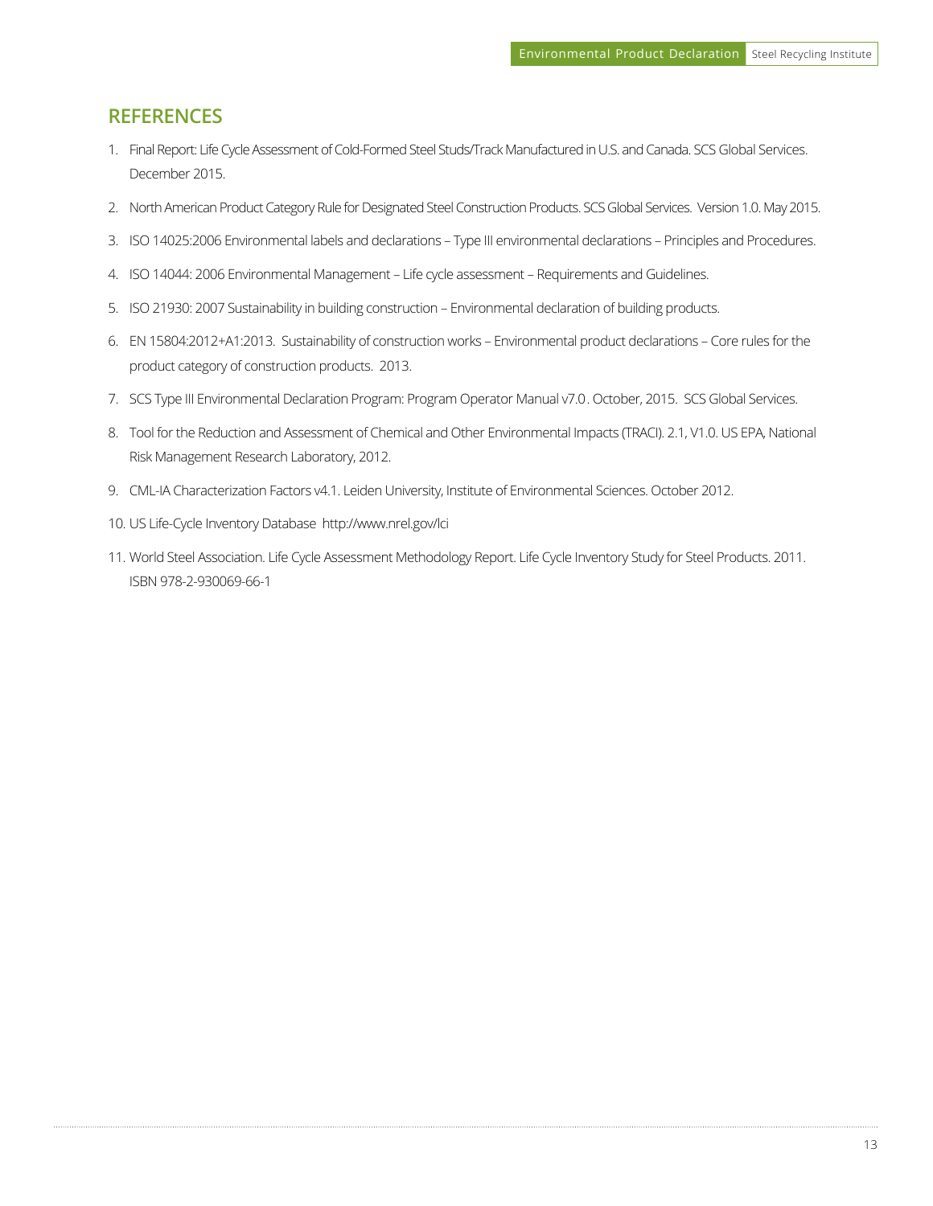## REFERENCES

1. Final Report: Life Cycle Assessment of Cold-Formed Steel Studs/Track Manufactured in U.S. and Canada. SCS Global Services. December 2015.
2. North American Product Category Rule for Designated Steel Construction Products. SCS Global Services. Version 1.0. May 2015.
3. ISO 14025:2006 Environmental labels and declarations – Type III environmental declarations – Principles and Procedures.
4. ISO 14044: 2006 Environmental Management – Life cycle assessment – Requirements and Guidelines.
5. ISO 21930: 2007 Sustainability in building construction – Environmental declaration of building products.
6. EN 15804:2012+A1:2013. Sustainability of construction works – Environmental product declarations – Core rules for the product category of construction products. 2013.
7. SCS Type III Environmental Declaration Program: Program Operator Manual v7.0 . October, 2015. SCS Global Services.
8. Tool for the Reduction and Assessment of Chemical and Other Environmental Impacts (TRACI). 2.1, V1.0. US EPA, National Risk Management Research Laboratory, 2012.
9. CML-IA Characterization Factors v4.1. Leiden University, Institute of Environmental Sciences. October 2012.
10. US Life-Cycle Inventory Database http://www.nrel.gov/lci
11. World Steel Association. Life Cycle Assessment Methodology Report. Life Cycle Inventory Study for Steel Products. 2011. ISBN 978-2-930069-66-1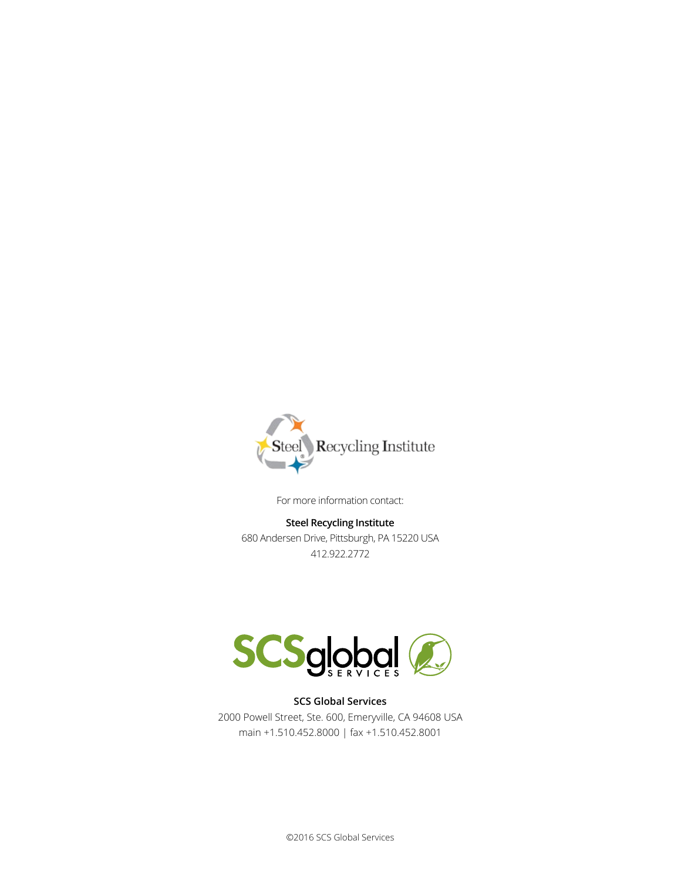For more information contact:

**Steel Recycling Institute**
680 Andersen Drive, Pittsburgh, PA 15220 USA
412.922.2772

**SCS Global Services**
2000 Powell Street, Ste. 600, Emeryville, CA 94608 USA
main +1.510.452.8000 | fax +1.510.452.8001

©2016 SCS Global Services